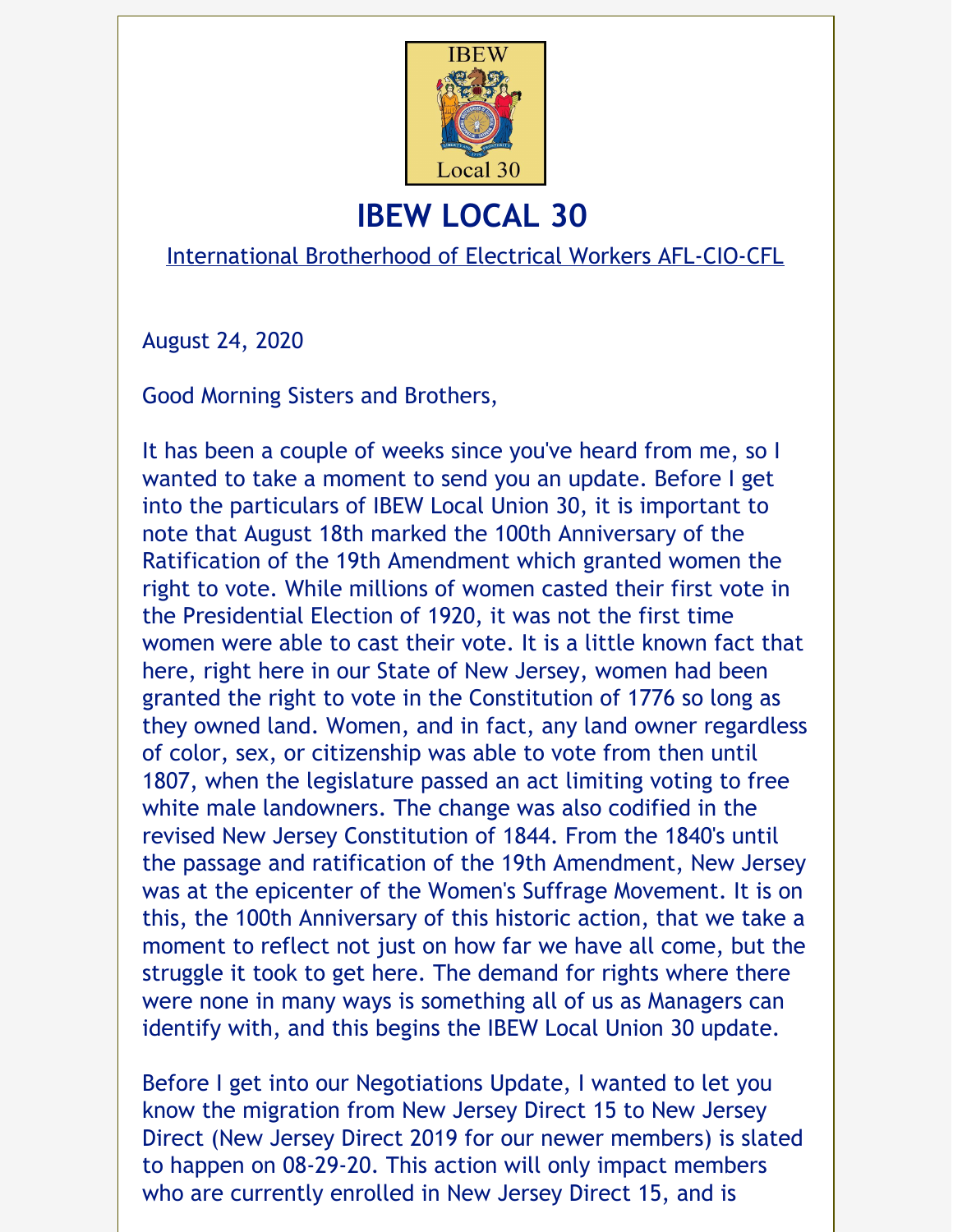# IBEW LOCAL 30

International Brotherhood of Electrical Workers AFL-CIO-CFL

August 24, 2020

Good Morning Sisters and Brothers,

It has been a couple of weeks since you've heard from me, so I wanted to take a moment to send you an update. Before I get into the particulars of IBEW Local Union 30, it is important to note that August 18th marked the 100th Anniversary of the Ratification of the 19th Amendment which granted women the right to vote. While millions of women casted their first vote in the Presidential Election of 1920, it was not the first time women were able to cast their vote. It is a little known fact that here, right here in our State of New Jersey, women had been granted the right to vote in the Constitution of 1776 so long as they owned land. Women, and in fact, any land owner regardless of color, sex, or citizenship was able to vote from then until 1807, when the legislature passed an act limiting voting to free white male landowners. The change was also codified in the revised New Jersey Constitution of 1844. From the 1840's until the passage and ratification of the 19th Amendment, New Jersey was at the epicenter of the Women's Suffrage Movement. It is on this, the 100th Anniversary of this historic action, that we take a moment to reflect not just on how far we have all come, but the struggle it took to get here. The demand for rights where there were none in many ways is something all of us as Managers can identify with, and this begins the IBEW Local Union 30 update.

Before I get into our Negotiations Update, I wanted to let you know the migration from New Jersey Direct 15 to New Jersey Direct (New Jersey Direct 2019 for our newer members) is slated to happen on 08-29-20. This action will only impact members who are currently enrolled in New Jersey Direct 15, and is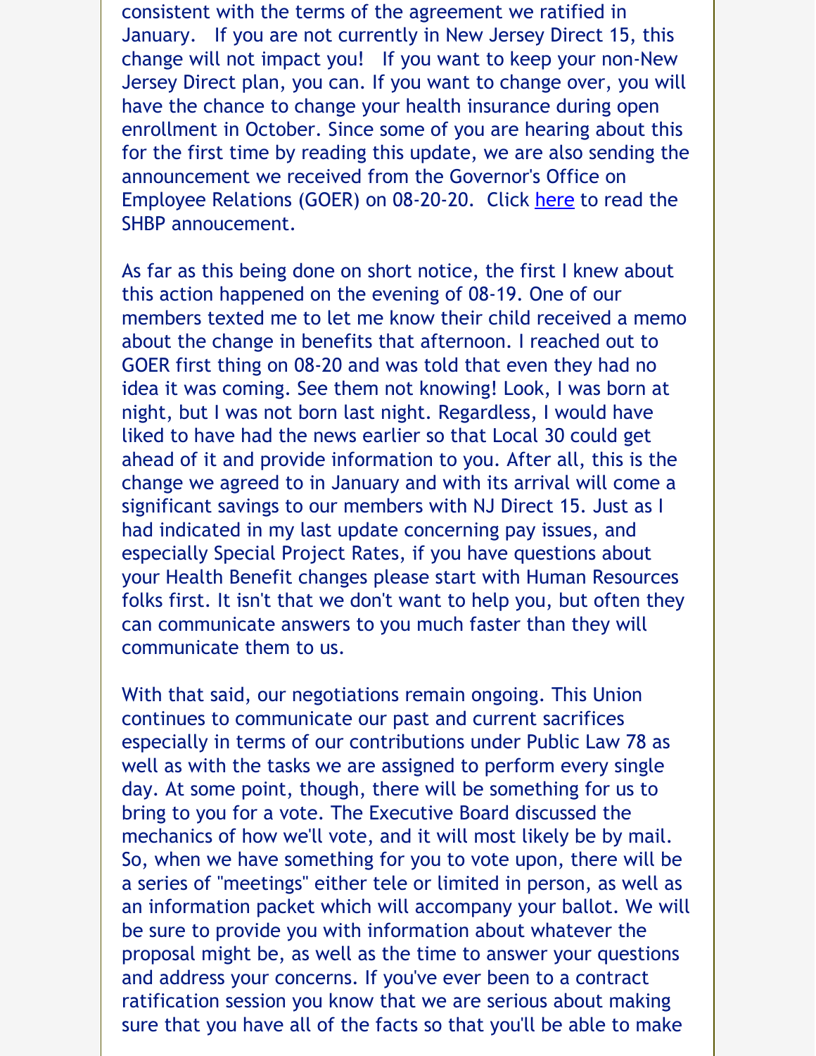consistent with the terms of the agreement we ratified in January. If you are not currently in New Jersey Direct 15, this change will not impact you! If you want to keep your non-New Jersey Direct plan, you can. If you want to change over, you will have the chance to change your health insurance during open enrollment in October. Since some of you are hearing about this for the first time by reading this update, we are also sending the announcement we received from the Governor's Office on Employee Relations (GOER) on 08-20-20. Click here to read the SHBP annoucement.

As far as this being done on short notice, the first I knew about this action happened on the evening of 08-19. One of our members texted me to let me know their child received a memo about the change in benefits that afternoon. I reached out to GOER first thing on 08-20 and was told that even they had no idea it was coming. See them not knowing! Look, I was born at night, but I was not born last night. Regardless, I would have liked to have had the news earlier so that Local 30 could get ahead of it and provide information to you. After all, this is the change we agreed to in January and with its arrival will come a significant savings to our members with NJ Direct 15. Just as I had indicated in my last update concerning pay issues, and especially Special Project Rates, if you have questions about your Health Benefit changes please start with Human Resources folks first. It isn't that we don't want to help you, but often they can communicate answers to you much faster than they will communicate them to us.

With that said, our negotiations remain ongoing. This Union continues to communicate our past and current sacrifices especially in terms of our contributions under Public Law 78 as well as with the tasks we are assigned to perform every single day. At some point, though, there will be something for us to bring to you for a vote. The Executive Board discussed the mechanics of how we'll vote, and it will most likely be by mail. So, when we have something for you to vote upon, there will be a series of "meetings" either tele or limited in person, as well as an information packet which will accompany your ballot. We will be sure to provide you with information about whatever the proposal might be, as well as the time to answer your questions and address your concerns. If you've ever been to a contract ratification session you know that we are serious about making sure that you have all of the facts so that you'll be able to make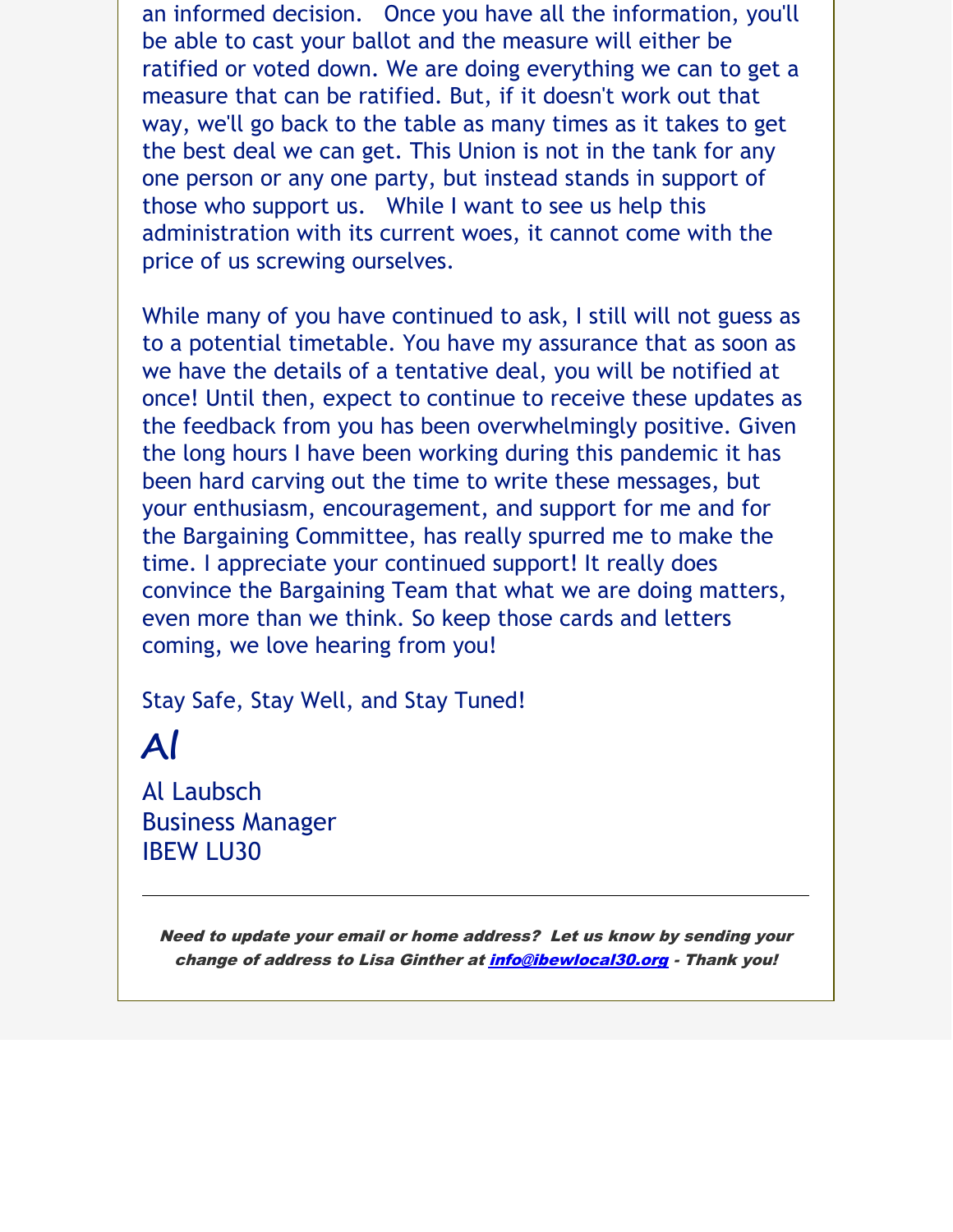an informed decision. Once you have all the information, you'll be able to cast your ballot and the measure will either be ratified or voted down. We are doing everything we can to get a measure that can be ratified. But, if it doesn't work out that way, we'll go back to the table as many times as it takes to get the best deal we can get. This Union is not in the tank for any one person or any one party, but instead stands in support of those who support us. While I want to see us help this administration with its current woes, it cannot come with the price of us screwing ourselves.

While many of you have continued to ask, I still will not guess as to a potential timetable. You have my assurance that as soon as we have the details of a tentative deal, you will be notified at once! Until then, expect to continue to receive these updates as the feedback from you has been overwhelmingly positive. Given the long hours I have been working during this pandemic it has been hard carving out the time to write these messages, but your enthusiasm, encouragement, and support for me and for the Bargaining Committee, has really spurred me to make the time. I appreciate your continued support! It really does convince the Bargaining Team that what we are doing matters, even more than we think. So keep those cards and letters coming, we love hearing from you!

Stay Safe, Stay Well, and Stay Tuned!

*Al*

Al Laubsch
Business Manager
IBEW LU30

---

***Need to update your email or home address? Let us know by sending your change of address to Lisa Ginther at [info@ibewlocal30.org](mailto:info@ibewlocal30.org) - Thank you!***